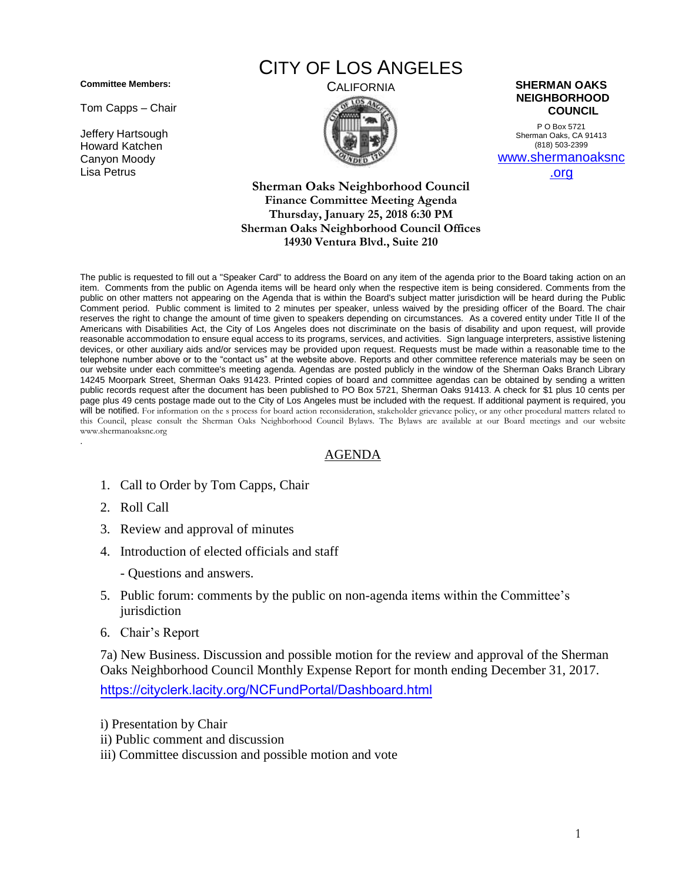**Committee Members:**

Tom Capps – Chair

Jeffery Hartsough
Howard Katchen
Canyon Moody
Lisa Petrus

# CITY OF LOS ANGELES

CALIFORNIA

**SHERMAN OAKS NEIGHBORHOOD COUNCIL**

P O Box 5721
Sherman Oaks, CA 91413
(818) 503-2399
www.shermanoaksnc.org

**Sherman Oaks Neighborhood Council**
**Finance Committee Meeting Agenda**
**Thursday, January 25, 2018 6:30 PM**
**Sherman Oaks Neighborhood Council Offices**
**14930 Ventura Blvd., Suite 210**

The public is requested to fill out a "Speaker Card" to address the Board on any item of the agenda prior to the Board taking action on an item. Comments from the public on Agenda items will be heard only when the respective item is being considered. Comments from the public on other matters not appearing on the Agenda that is within the Board's subject matter jurisdiction will be heard during the Public Comment period. Public comment is limited to 2 minutes per speaker, unless waived by the presiding officer of the Board. The chair reserves the right to change the amount of time given to speakers depending on circumstances. As a covered entity under Title II of the Americans with Disabilities Act, the City of Los Angeles does not discriminate on the basis of disability and upon request, will provide reasonable accommodation to ensure equal access to its programs, services, and activities. Sign language interpreters, assistive listening devices, or other auxiliary aids and/or services may be provided upon request. Requests must be made within a reasonable time to the telephone number above or to the "contact us" at the website above. Reports and other committee reference materials may be seen on our website under each committee's meeting agenda. Agendas are posted publicly in the window of the Sherman Oaks Branch Library 14245 Moorpark Street, Sherman Oaks 91423. Printed copies of board and committee agendas can be obtained by sending a written public records request after the document has been published to PO Box 5721, Sherman Oaks 91413. A check for $1 plus 10 cents per page plus 49 cents postage made out to the City of Los Angeles must be included with the request. If additional payment is required, you will be notified. For information on the s process for board action reconsideration, stakeholder grievance policy, or any other procedural matters related to this Council, please consult the Sherman Oaks Neighborhood Council Bylaws. The Bylaws are available at our Board meetings and our website www.shermanoaksnc.org

## AGENDA

1. Call to Order by Tom Capps, Chair
2. Roll Call
3. Review and approval of minutes
4. Introduction of elected officials and staff
   - Questions and answers.
5. Public forum: comments by the public on non-agenda items within the Committee's jurisdiction
6. Chair's Report

7a) New Business. Discussion and possible motion for the review and approval of the Sherman Oaks Neighborhood Council Monthly Expense Report for month ending December 31, 2017.

https://cityclerk.lacity.org/NCFundPortal/Dashboard.html

i) Presentation by Chair
ii) Public comment and discussion
iii) Committee discussion and possible motion and vote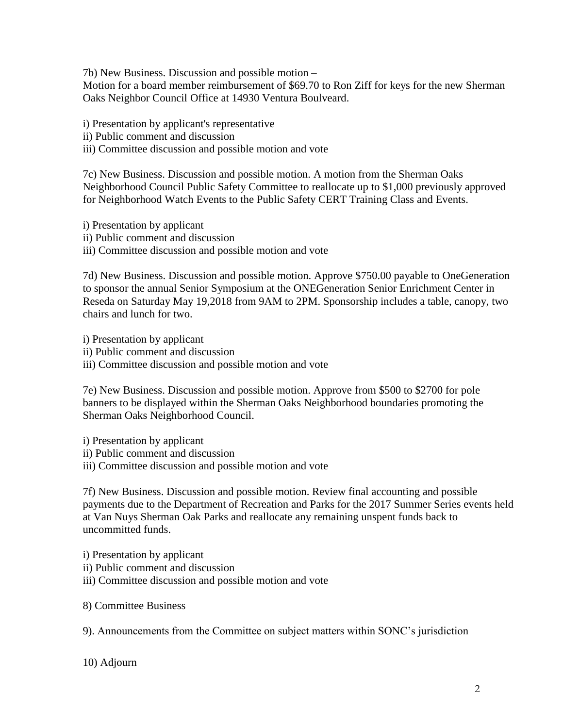7b) New Business. Discussion and possible motion –
Motion for a board member reimbursement of $69.70 to Ron Ziff for keys for the new Sherman Oaks Neighbor Council Office at 14930 Ventura Boulveard.

i) Presentation by applicant's representative
ii) Public comment and discussion
iii) Committee discussion and possible motion and vote

7c) New Business. Discussion and possible motion. A motion from the Sherman Oaks Neighborhood Council Public Safety Committee to reallocate up to $1,000 previously approved for Neighborhood Watch Events to the Public Safety CERT Training Class and Events.

i) Presentation by applicant
ii) Public comment and discussion
iii) Committee discussion and possible motion and vote

7d) New Business. Discussion and possible motion. Approve $750.00 payable to OneGeneration to sponsor the annual Senior Symposium at the ONEGeneration Senior Enrichment Center in Reseda on Saturday May 19,2018 from 9AM to 2PM. Sponsorship includes a table, canopy, two chairs and lunch for two.

i) Presentation by applicant
ii) Public comment and discussion
iii) Committee discussion and possible motion and vote

7e) New Business. Discussion and possible motion. Approve from $500 to $2700 for pole banners to be displayed within the Sherman Oaks Neighborhood boundaries promoting the Sherman Oaks Neighborhood Council.

i) Presentation by applicant
ii) Public comment and discussion
iii) Committee discussion and possible motion and vote

7f) New Business. Discussion and possible motion. Review final accounting and possible payments due to the Department of Recreation and Parks for the 2017 Summer Series events held at Van Nuys Sherman Oak Parks and reallocate any remaining unspent funds back to uncommitted funds.

i) Presentation by applicant
ii) Public comment and discussion
iii) Committee discussion and possible motion and vote

8) Committee Business

9). Announcements from the Committee on subject matters within SONC's jurisdiction

10) Adjourn